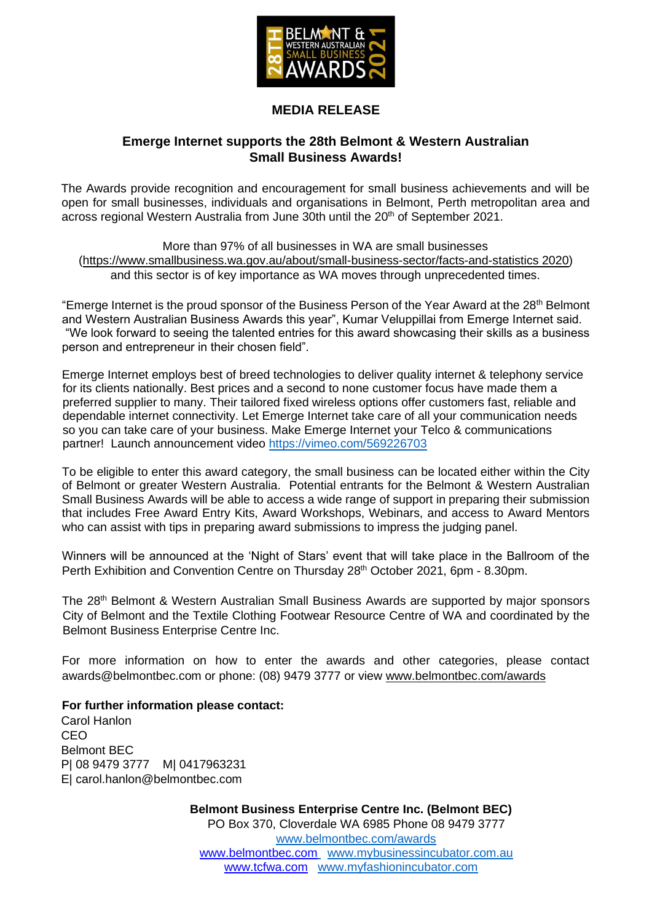**MEDIA RELEASE**

## Emerge Internet supports the 28th Belmont & Western Australian Small Business Awards!

The Awards provide recognition and encouragement for small business achievements and will be open for small businesses, individuals and organisations in Belmont, Perth metropolitan area and across regional Western Australia from June 30th until the 20th of September 2021.

More than 97% of all businesses in WA are small businesses (https://www.smallbusiness.wa.gov.au/about/small-business-sector/facts-and-statistics 2020) and this sector is of key importance as WA moves through unprecedented times.

"Emerge Internet is the proud sponsor of the Business Person of the Year Award at the 28th Belmont and Western Australian Business Awards this year", Kumar Veluppillai from Emerge Internet said. "We look forward to seeing the talented entries for this award showcasing their skills as a business person and entrepreneur in their chosen field".

Emerge Internet employs best of breed technologies to deliver quality internet & telephony service for its clients nationally. Best prices and a second to none customer focus have made them a preferred supplier to many. Their tailored fixed wireless options offer customers fast, reliable and dependable internet connectivity. Let Emerge Internet take care of all your communication needs so you can take care of your business. Make Emerge Internet your Telco & communications partner! Launch announcement video https://vimeo.com/569226703

To be eligible to enter this award category, the small business can be located either within the City of Belmont or greater Western Australia. Potential entrants for the Belmont & Western Australian Small Business Awards will be able to access a wide range of support in preparing their submission that includes Free Award Entry Kits, Award Workshops, Webinars, and access to Award Mentors who can assist with tips in preparing award submissions to impress the judging panel.

Winners will be announced at the 'Night of Stars' event that will take place in the Ballroom of the Perth Exhibition and Convention Centre on Thursday 28th October 2021, 6pm - 8.30pm.

The 28th Belmont & Western Australian Small Business Awards are supported by major sponsors City of Belmont and the Textile Clothing Footwear Resource Centre of WA and coordinated by the Belmont Business Enterprise Centre Inc.

For more information on how to enter the awards and other categories, please contact awards@belmontbec.com or phone: (08) 9479 3777 or view www.belmontbec.com/awards

**For further information please contact:**
Carol Hanlon
CEO
Belmont BEC
P| 08 9479 3777 M| 0417963231
E| carol.hanlon@belmontbec.com

**Belmont Business Enterprise Centre Inc. (Belmont BEC)**
PO Box 370, Cloverdale WA 6985 Phone 08 9479 3777
www.belmontbec.com/awards
www.belmontbec.com www.mybusinessincubator.com.au
www.tcfwa.com www.myfashionincubator.com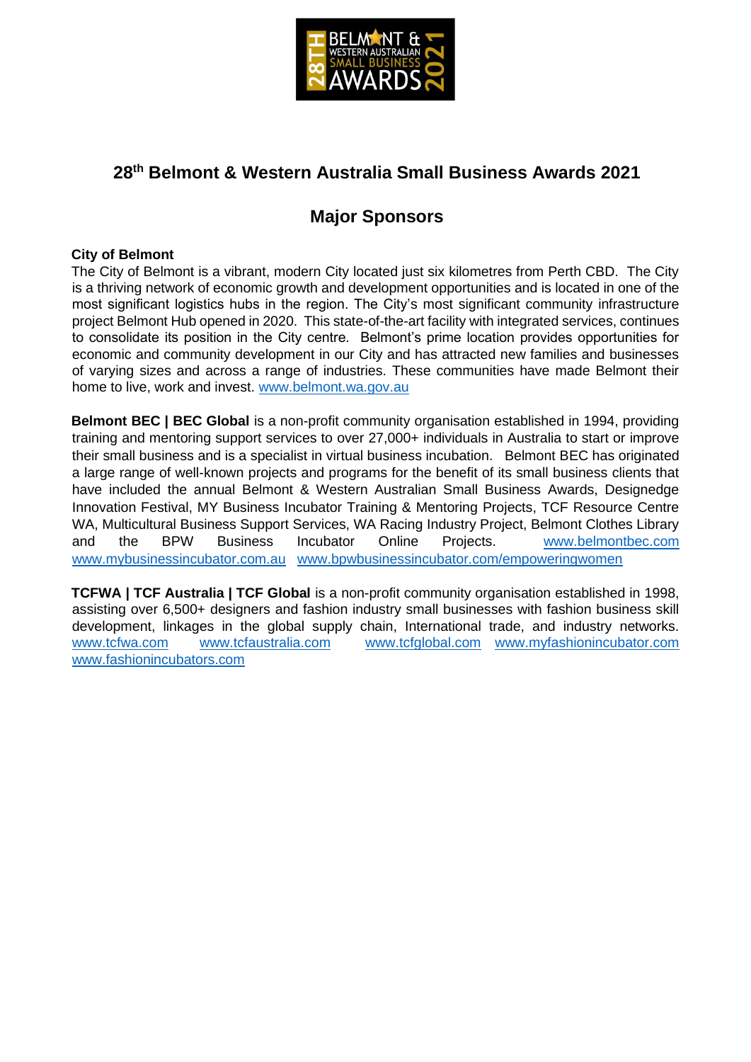# 28th Belmont & Western Australia Small Business Awards 2021

## Major Sponsors

**City of Belmont**

The City of Belmont is a vibrant, modern City located just six kilometres from Perth CBD. The City is a thriving network of economic growth and development opportunities and is located in one of the most significant logistics hubs in the region. The City's most significant community infrastructure project Belmont Hub opened in 2020. This state-of-the-art facility with integrated services, continues to consolidate its position in the City centre. Belmont's prime location provides opportunities for economic and community development in our City and has attracted new families and businesses of varying sizes and across a range of industries. These communities have made Belmont their home to live, work and invest. www.belmont.wa.gov.au

**Belmont BEC | BEC Global** is a non-profit community organisation established in 1994, providing training and mentoring support services to over 27,000+ individuals in Australia to start or improve their small business and is a specialist in virtual business incubation. Belmont BEC has originated a large range of well-known projects and programs for the benefit of its small business clients that have included the annual Belmont & Western Australian Small Business Awards, Designedge Innovation Festival, MY Business Incubator Training & Mentoring Projects, TCF Resource Centre WA, Multicultural Business Support Services, WA Racing Industry Project, Belmont Clothes Library and the BPW Business Incubator Online Projects. www.belmontbec.com www.mybusinessincubator.com.au www.bpwbusinessincubator.com/empoweringwomen

**TCFWA | TCF Australia | TCF Global** is a non-profit community organisation established in 1998, assisting over 6,500+ designers and fashion industry small businesses with fashion business skill development, linkages in the global supply chain, International trade, and industry networks. www.tcfwa.com www.tcfaustralia.com www.tcfglobal.com www.myfashionincubator.com www.fashionincubators.com